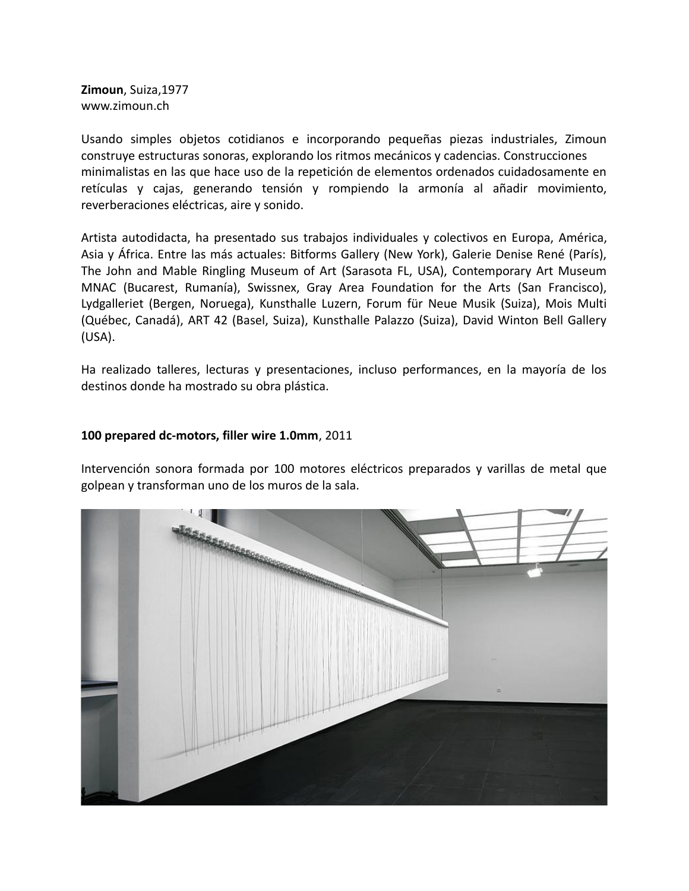**Zimoun**, Suiza,1977
www.zimoun.ch

Usando simples objetos cotidianos e incorporando pequeñas piezas industriales, Zimoun construye estructuras sonoras, explorando los ritmos mecánicos y cadencias. Construcciones minimalistas en las que hace uso de la repetición de elementos ordenados cuidadosamente en retículas y cajas, generando tensión y rompiendo la armonía al añadir movimiento, reverberaciones eléctricas, aire y sonido.

Artista autodidacta, ha presentado sus trabajos individuales y colectivos en Europa, América, Asia y África. Entre las más actuales: Bitforms Gallery (New York), Galerie Denise René (París), The John and Mable Ringling Museum of Art (Sarasota FL, USA), Contemporary Art Museum MNAC (Bucarest, Rumanía), Swissnex, Gray Area Foundation for the Arts (San Francisco), Lydgalleriet (Bergen, Noruega), Kunsthalle Luzern, Forum für Neue Musik (Suiza), Mois Multi (Québec, Canadá), ART 42 (Basel, Suiza), Kunsthalle Palazzo (Suiza), David Winton Bell Gallery (USA).

Ha realizado talleres, lecturas y presentaciones, incluso performances, en la mayoría de los destinos donde ha mostrado su obra plástica.

**100 prepared dc-motors, filler wire 1.0mm**, 2011

Intervención sonora formada por 100 motores eléctricos preparados y varillas de metal que golpean y transforman uno de los muros de la sala.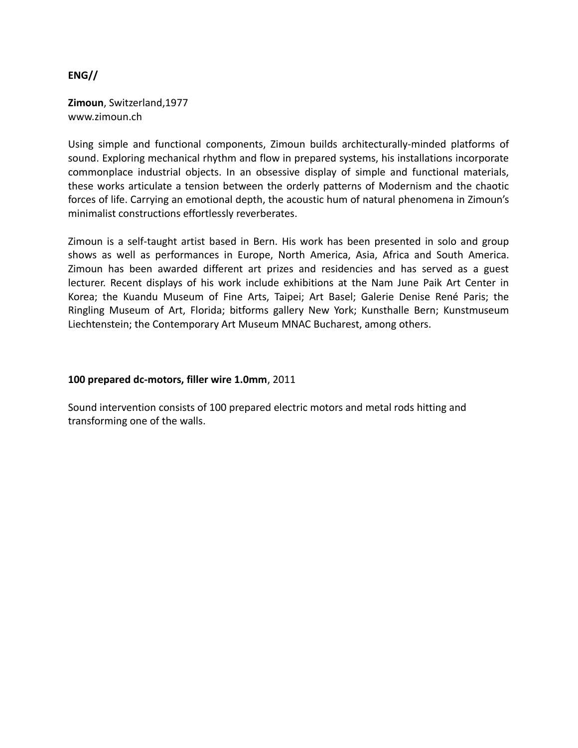**ENG//**

**Zimoun**, Switzerland,1977
www.zimoun.ch

Using simple and functional components, Zimoun builds architecturally-minded platforms of sound. Exploring mechanical rhythm and flow in prepared systems, his installations incorporate commonplace industrial objects. In an obsessive display of simple and functional materials, these works articulate a tension between the orderly patterns of Modernism and the chaotic forces of life. Carrying an emotional depth, the acoustic hum of natural phenomena in Zimoun's minimalist constructions effortlessly reverberates.

Zimoun is a self-taught artist based in Bern. His work has been presented in solo and group shows as well as performances in Europe, North America, Asia, Africa and South America. Zimoun has been awarded different art prizes and residencies and has served as a guest lecturer. Recent displays of his work include exhibitions at the Nam June Paik Art Center in Korea; the Kuandu Museum of Fine Arts, Taipei; Art Basel; Galerie Denise René Paris; the Ringling Museum of Art, Florida; bitforms gallery New York; Kunsthalle Bern; Kunstmuseum Liechtenstein; the Contemporary Art Museum MNAC Bucharest, among others.

**100 prepared dc-motors, filler wire 1.0mm**, 2011

Sound intervention consists of 100 prepared electric motors and metal rods hitting and transforming one of the walls.